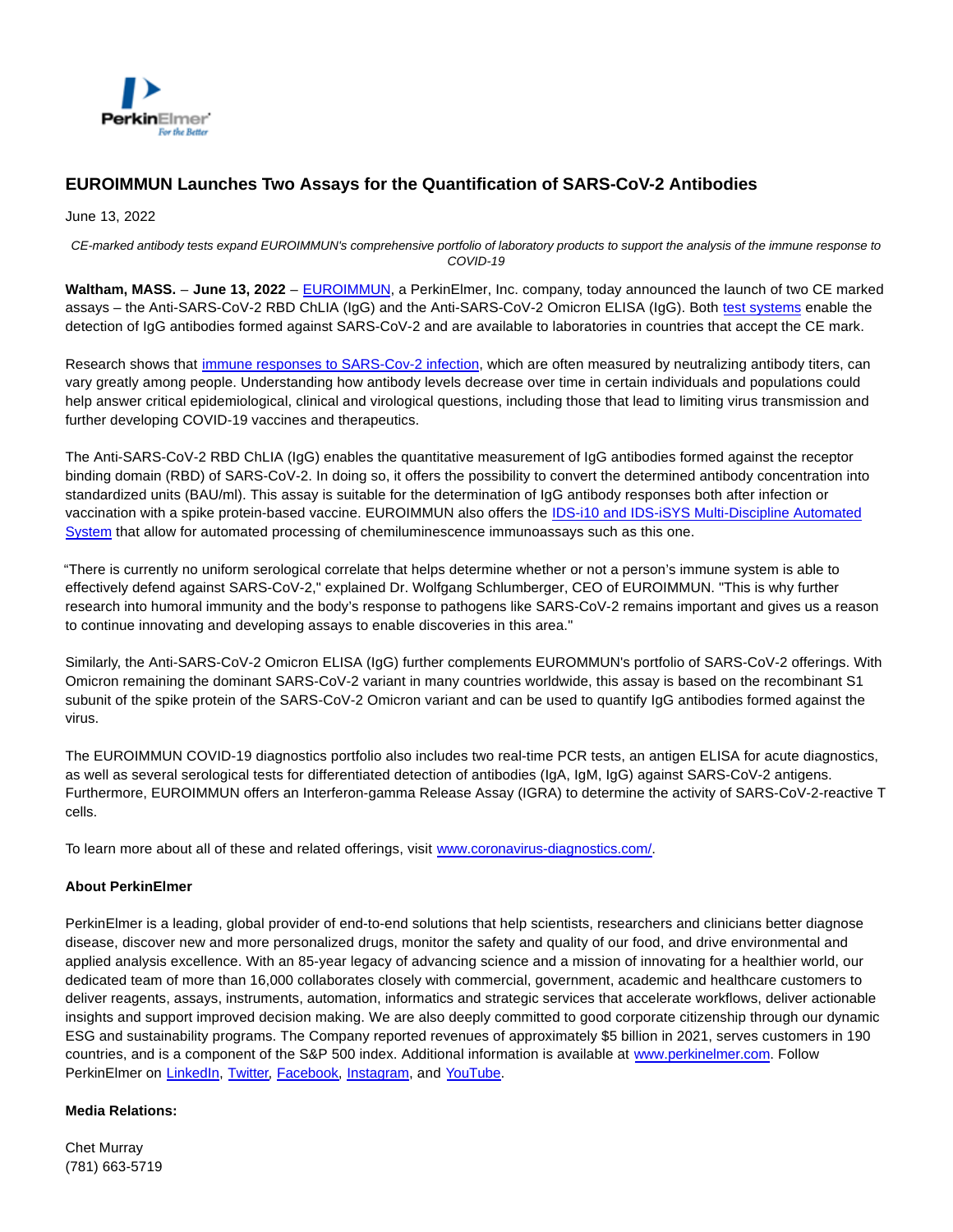# EUROIMMUN Launches Two Assays for the Quantification of SARS-CoV-2 Antibodies

June 13, 2022

*CE-marked antibody tests expand EUROIMMUN's comprehensive portfolio of laboratory products to support the analysis of the immune response to COVID-19*

**Waltham, MASS.** – **June 13, 2022** – EUROIMMUN, a PerkinElmer, Inc. company, today announced the launch of two CE marked assays – the Anti-SARS-CoV-2 RBD ChLIA (IgG) and the Anti-SARS-CoV-2 Omicron ELISA (IgG). Both test systems enable the detection of IgG antibodies formed against SARS-CoV-2 and are available to laboratories in countries that accept the CE mark.

Research shows that immune responses to SARS-Cov-2 infection, which are often measured by neutralizing antibody titers, can vary greatly among people. Understanding how antibody levels decrease over time in certain individuals and populations could help answer critical epidemiological, clinical and virological questions, including those that lead to limiting virus transmission and further developing COVID-19 vaccines and therapeutics.

The Anti-SARS-CoV-2 RBD ChLIA (IgG) enables the quantitative measurement of IgG antibodies formed against the receptor binding domain (RBD) of SARS-CoV-2. In doing so, it offers the possibility to convert the determined antibody concentration into standardized units (BAU/ml). This assay is suitable for the determination of IgG antibody responses both after infection or vaccination with a spike protein-based vaccine. EUROIMMUN also offers the IDS-i10 and IDS-iSYS Multi-Discipline Automated System that allow for automated processing of chemiluminescence immunoassays such as this one.

"There is currently no uniform serological correlate that helps determine whether or not a person's immune system is able to effectively defend against SARS-CoV-2," explained Dr. Wolfgang Schlumberger, CEO of EUROIMMUN. "This is why further research into humoral immunity and the body's response to pathogens like SARS-CoV-2 remains important and gives us a reason to continue innovating and developing assays to enable discoveries in this area."

Similarly, the Anti-SARS-CoV-2 Omicron ELISA (IgG) further complements EUROMMUN's portfolio of SARS-CoV-2 offerings. With Omicron remaining the dominant SARS-CoV-2 variant in many countries worldwide, this assay is based on the recombinant S1 subunit of the spike protein of the SARS-CoV-2 Omicron variant and can be used to quantify IgG antibodies formed against the virus.

The EUROIMMUN COVID-19 diagnostics portfolio also includes two real-time PCR tests, an antigen ELISA for acute diagnostics, as well as several serological tests for differentiated detection of antibodies (IgA, IgM, IgG) against SARS-CoV-2 antigens. Furthermore, EUROIMMUN offers an Interferon-gamma Release Assay (IGRA) to determine the activity of SARS-CoV-2-reactive T cells.

To learn more about all of these and related offerings, visit www.coronavirus-diagnostics.com/.

**About PerkinElmer**

PerkinElmer is a leading, global provider of end-to-end solutions that help scientists, researchers and clinicians better diagnose disease, discover new and more personalized drugs, monitor the safety and quality of our food, and drive environmental and applied analysis excellence. With an 85-year legacy of advancing science and a mission of innovating for a healthier world, our dedicated team of more than 16,000 collaborates closely with commercial, government, academic and healthcare customers to deliver reagents, assays, instruments, automation, informatics and strategic services that accelerate workflows, deliver actionable insights and support improved decision making. We are also deeply committed to good corporate citizenship through our dynamic ESG and sustainability programs. The Company reported revenues of approximately $5 billion in 2021, serves customers in 190 countries, and is a component of the S&P 500 index. Additional information is available at www.perkinelmer.com. Follow PerkinElmer on LinkedIn, Twitter, Facebook, Instagram, and YouTube.

**Media Relations:**

Chet Murray
(781) 663-5719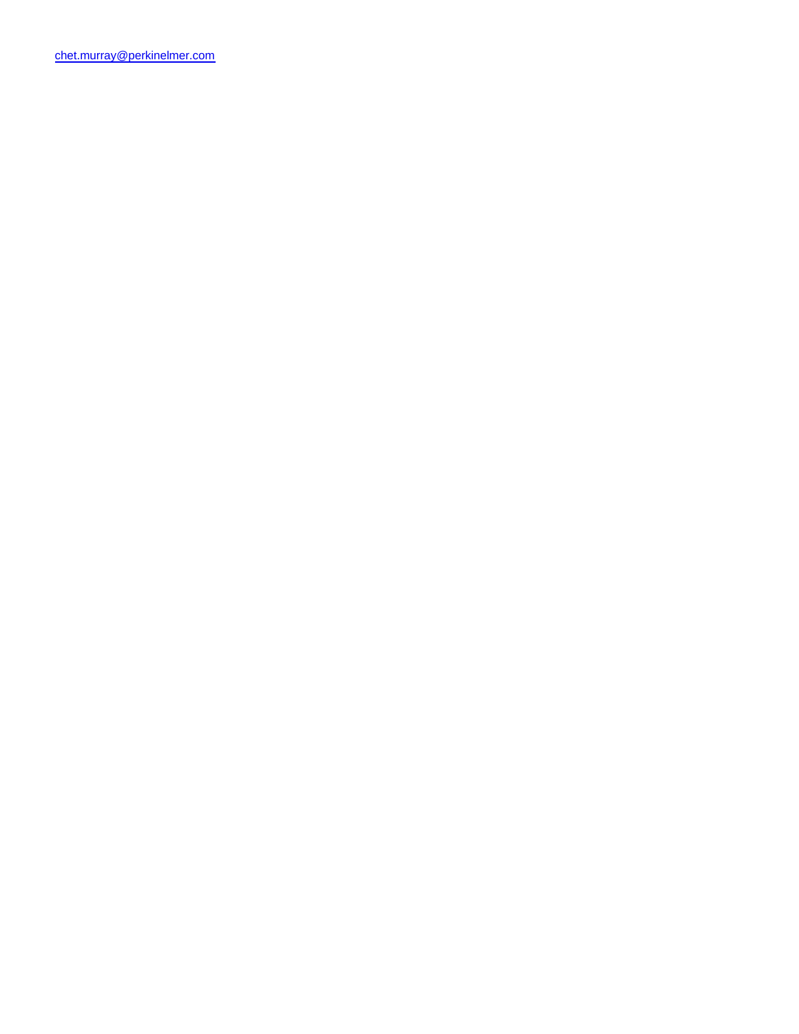chet.murray@perkinelmer.com